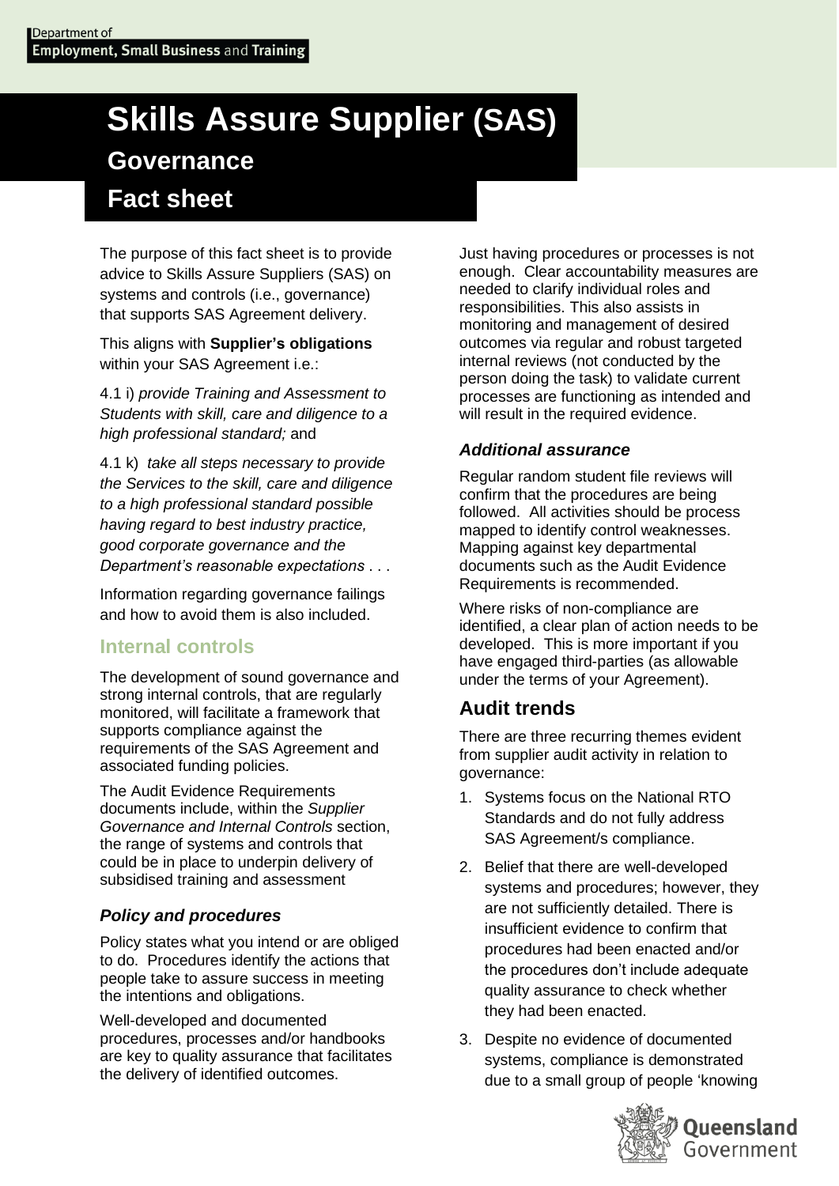Department of
**Employment, Small Business and Training**

# Skills Assure Supplier (SAS)
## Governance
## Fact sheet

The purpose of this fact sheet is to provide advice to Skills Assure Suppliers (SAS) on systems and controls (i.e., governance) that supports SAS Agreement delivery.

This aligns with **Supplier's obligations** within your SAS Agreement i.e.:

4.1 i) *provide Training and Assessment to Students with skill, care and diligence to a high professional standard;* and

4.1 k) *take all steps necessary to provide the Services to the skill, care and diligence to a high professional standard possible having regard to best industry practice, good corporate governance and the Department's reasonable expectations* . . .

Information regarding governance failings and how to avoid them is also included.

## Internal controls

The development of sound governance and strong internal controls, that are regularly monitored, will facilitate a framework that supports compliance against the requirements of the SAS Agreement and associated funding policies.

The Audit Evidence Requirements documents include, within the *Supplier Governance and Internal Controls* section, the range of systems and controls that could be in place to underpin delivery of subsidised training and assessment

### *Policy and procedures*

Policy states what you intend or are obliged to do. Procedures identify the actions that people take to assure success in meeting the intentions and obligations.

Well-developed and documented procedures, processes and/or handbooks are key to quality assurance that facilitates the delivery of identified outcomes.

Just having procedures or processes is not enough. Clear accountability measures are needed to clarify individual roles and responsibilities. This also assists in monitoring and management of desired outcomes via regular and robust targeted internal reviews (not conducted by the person doing the task) to validate current processes are functioning as intended and will result in the required evidence.

### *Additional assurance*

Regular random student file reviews will confirm that the procedures are being followed. All activities should be process mapped to identify control weaknesses. Mapping against key departmental documents such as the Audit Evidence Requirements is recommended.

Where risks of non-compliance are identified, a clear plan of action needs to be developed. This is more important if you have engaged third-parties (as allowable under the terms of your Agreement).

## Audit trends

There are three recurring themes evident from supplier audit activity in relation to governance:

1. Systems focus on the National RTO Standards and do not fully address SAS Agreement/s compliance.
2. Belief that there are well-developed systems and procedures; however, they are not sufficiently detailed. There is insufficient evidence to confirm that procedures had been enacted and/or the procedures don't include adequate quality assurance to check whether they had been enacted.
3. Despite no evidence of documented systems, compliance is demonstrated due to a small group of people 'knowing

Queensland Government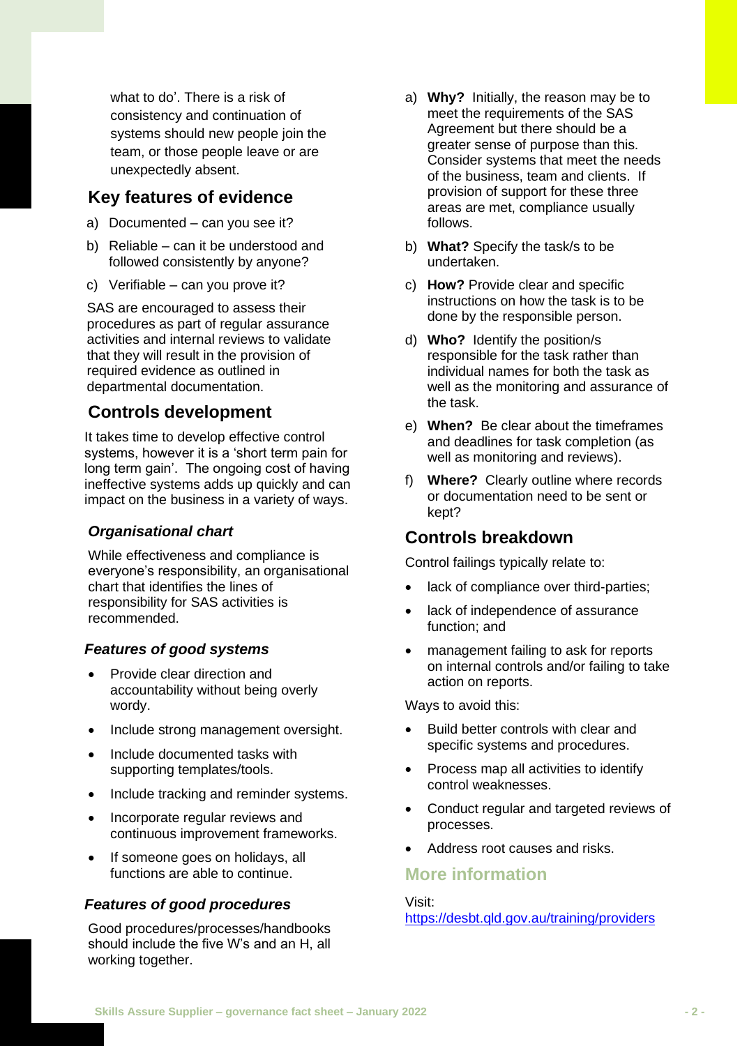what to do'. There is a risk of consistency and continuation of systems should new people join the team, or those people leave or are unexpectedly absent.

## Key features of evidence

a) Documented – can you see it?

b) Reliable – can it be understood and followed consistently by anyone?

c) Verifiable – can you prove it?

SAS are encouraged to assess their procedures as part of regular assurance activities and internal reviews to validate that they will result in the provision of required evidence as outlined in departmental documentation.

## Controls development

It takes time to develop effective control systems, however it is a 'short term pain for long term gain'. The ongoing cost of having ineffective systems adds up quickly and can impact on the business in a variety of ways.

### *Organisational chart*

While effectiveness and compliance is everyone's responsibility, an organisational chart that identifies the lines of responsibility for SAS activities is recommended.

### *Features of good systems*

- Provide clear direction and accountability without being overly wordy.
- Include strong management oversight.
- Include documented tasks with supporting templates/tools.
- Include tracking and reminder systems.
- Incorporate regular reviews and continuous improvement frameworks.
- If someone goes on holidays, all functions are able to continue.

### *Features of good procedures*

Good procedures/processes/handbooks should include the five W's and an H, all working together.

a) **Why?** Initially, the reason may be to meet the requirements of the SAS Agreement but there should be a greater sense of purpose than this. Consider systems that meet the needs of the business, team and clients. If provision of support for these three areas are met, compliance usually follows.

b) **What?** Specify the task/s to be undertaken.

c) **How?** Provide clear and specific instructions on how the task is to be done by the responsible person.

d) **Who?** Identify the position/s responsible for the task rather than individual names for both the task as well as the monitoring and assurance of the task.

e) **When?** Be clear about the timeframes and deadlines for task completion (as well as monitoring and reviews).

f) **Where?** Clearly outline where records or documentation need to be sent or kept?

## Controls breakdown

Control failings typically relate to:

- lack of compliance over third-parties;
- lack of independence of assurance function; and
- management failing to ask for reports on internal controls and/or failing to take action on reports.

Ways to avoid this:

- Build better controls with clear and specific systems and procedures.
- Process map all activities to identify control weaknesses.
- Conduct regular and targeted reviews of processes.
- Address root causes and risks.

## More information

Visit:
https://desbt.qld.gov.au/training/providers